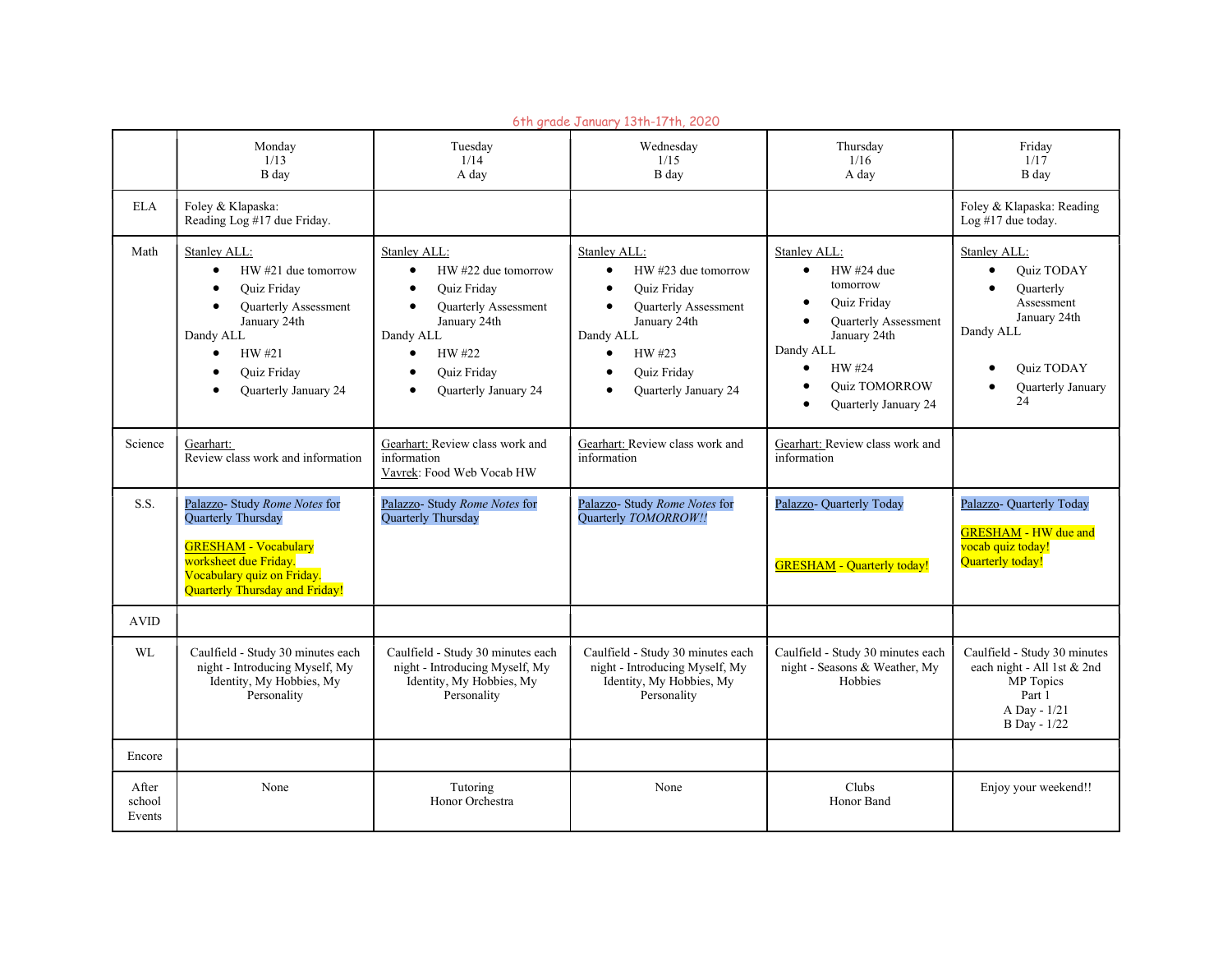6th grade January 13th-17th, 2020

| | Monday<br>1/13<br>B day | Tuesday<br>1/14<br>A day | Wednesday<br>1/15<br>B day | Thursday<br>1/16<br>A day | Friday<br>1/17<br>B day |
|---|---|---|---|---|---|
| ELA | Foley & Klapaska:<br>Reading Log #17 due Friday. | | | | Foley & Klapaska: Reading Log #17 due today. |
| Math | Stanley ALL:<br>• HW #21 due tomorrow<br>• Quiz Friday<br>• Quarterly Assessment January 24th<br>Dandy ALL<br>• HW #21<br>• Quiz Friday<br>• Quarterly January 24 | Stanley ALL:<br>• HW #22 due tomorrow<br>• Quiz Friday<br>• Quarterly Assessment January 24th<br>Dandy ALL<br>• HW #22<br>• Quiz Friday<br>• Quarterly January 24 | Stanley ALL:<br>• HW #23 due tomorrow<br>• Quiz Friday<br>• Quarterly Assessment January 24th<br>Dandy ALL<br>• HW #23<br>• Quiz Friday<br>• Quarterly January 24 | Stanley ALL:<br>• HW #24 due tomorrow<br>• Quiz Friday<br>• Quarterly Assessment January 24th<br>Dandy ALL<br>• HW #24<br>• Quiz TOMORROW<br>• Quarterly January 24 | Stanley ALL:<br>• Quiz TODAY<br>• Quarterly Assessment January 24th<br>Dandy ALL<br>• Quiz TODAY<br>• Quarterly January 24 |
| Science | Gearhart:<br>Review class work and information | Gearhart: Review class work and information<br>Vavrek: Food Web Vocab HW | Gearhart: Review class work and information | Gearhart: Review class work and information | |
| S.S. | Palazzo- Study *Rome Notes* for Quarterly Thursday<br><br>GRESHAM - Vocabulary worksheet due Friday. Vocabulary quiz on Friday. Quarterly Thursday and Friday! | Palazzo- Study *Rome Notes* for Quarterly Thursday | Palazzo- Study *Rome Notes* for Quarterly *TOMORROW!!* | Palazzo- Quarterly Today<br><br>GRESHAM - Quarterly today! | Palazzo- Quarterly Today<br><br>GRESHAM - HW due and vocab quiz today! Quarterly today! |
| AVID | | | | | |
| WL | Caulfield - Study 30 minutes each night - Introducing Myself, My Identity, My Hobbies, My Personality | Caulfield - Study 30 minutes each night - Introducing Myself, My Identity, My Hobbies, My Personality | Caulfield - Study 30 minutes each night - Introducing Myself, My Identity, My Hobbies, My Personality | Caulfield - Study 30 minutes each night - Seasons & Weather, My Hobbies | Caulfield - Study 30 minutes each night - All 1st & 2nd MP Topics<br>Part 1<br>A Day - 1/21<br>B Day - 1/22 |
| Encore | | | | | |
| After school Events | None | Tutoring<br>Honor Orchestra | None | Clubs<br>Honor Band | Enjoy your weekend!! |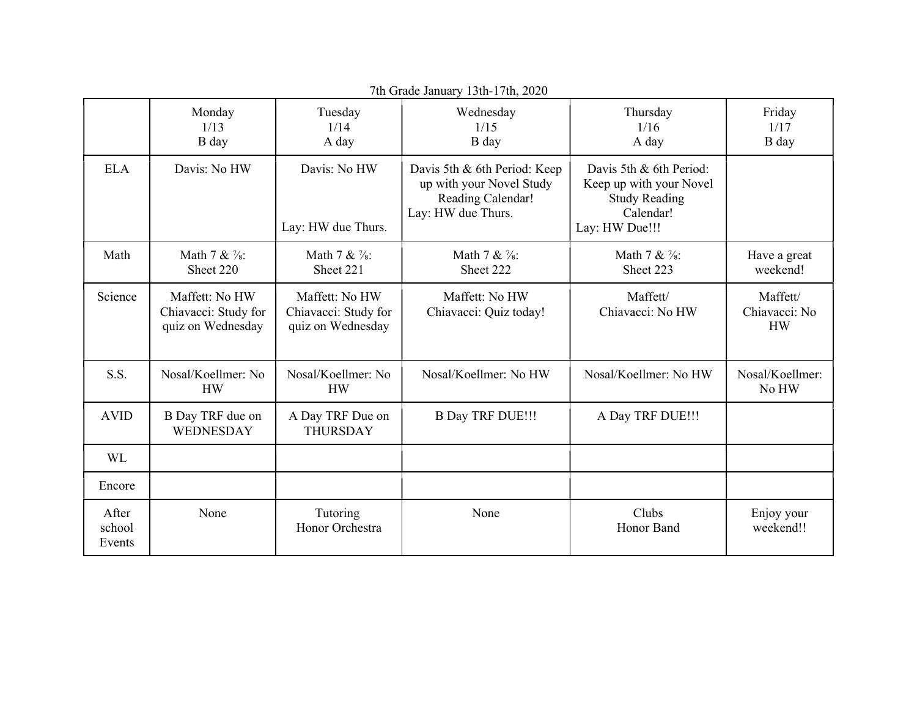7th Grade January 13th-17th, 2020

| | Monday 1/13 B day | Tuesday 1/14 A day | Wednesday 1/15 B day | Thursday 1/16 A day | Friday 1/17 B day |
|---|---|---|---|---|---|
| ELA | Davis: No HW | Davis: No HW<br><br>Lay: HW due Thurs. | Davis 5th & 6th Period: Keep up with your Novel Study Reading Calendar!<br>Lay: HW due Thurs. | Davis 5th & 6th Period: Keep up with your Novel Study Reading Calendar!<br>Lay: HW Due!!! | |
| Math | Math 7 & 7/8: Sheet 220 | Math 7 & 7/8: Sheet 221 | Math 7 & 7/8: Sheet 222 | Math 7 & 7/8: Sheet 223 | Have a great weekend! |
| Science | Maffett: No HW<br>Chiavacci: Study for quiz on Wednesday | Maffett: No HW<br>Chiavacci: Study for quiz on Wednesday | Maffett: No HW<br>Chiavacci: Quiz today! | Maffett/ Chiavacci: No HW | Maffett/ Chiavacci: No HW |
| S.S. | Nosal/Koellmer: No HW | Nosal/Koellmer: No HW | Nosal/Koellmer: No HW | Nosal/Koellmer: No HW | Nosal/Koellmer: No HW |
| AVID | B Day TRF due on WEDNESDAY | A Day TRF Due on THURSDAY | B Day TRF DUE!!! | A Day TRF DUE!!! | |
| WL | | | | | |
| Encore | | | | | |
| After school Events | None | Tutoring<br>Honor Orchestra | None | Clubs<br>Honor Band | Enjoy your weekend!! |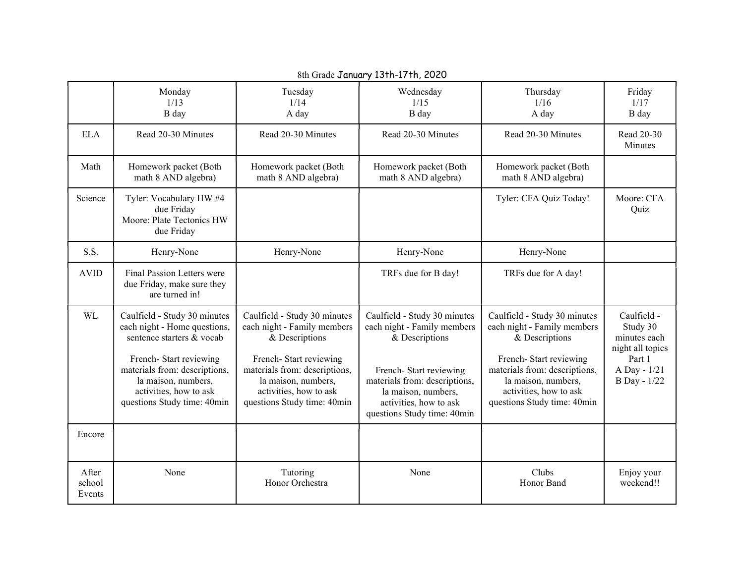8th Grade January 13th-17th, 2020

| | Monday 1/13 B day | Tuesday 1/14 A day | Wednesday 1/15 B day | Thursday 1/16 A day | Friday 1/17 B day |
|---|---|---|---|---|---|
| ELA | Read 20-30 Minutes | Read 20-30 Minutes | Read 20-30 Minutes | Read 20-30 Minutes | Read 20-30 Minutes |
| Math | Homework packet (Both math 8 AND algebra) | Homework packet (Both math 8 AND algebra) | Homework packet (Both math 8 AND algebra) | Homework packet (Both math 8 AND algebra) | |
| Science | Tyler: Vocabulary HW #4 due Friday<br>Moore: Plate Tectonics HW due Friday | | | Tyler: CFA Quiz Today! | Moore: CFA Quiz |
| S.S. | Henry-None | Henry-None | Henry-None | Henry-None | |
| AVID | Final Passion Letters were due Friday, make sure they are turned in! | | TRFs due for B day! | TRFs due for A day! | |
| WL | Caulfield - Study 30 minutes each night - Home questions, sentence starters & vocab<br><br>French- Start reviewing materials from: descriptions, la maison, numbers, activities, how to ask questions Study time: 40min | Caulfield - Study 30 minutes each night - Family members & Descriptions<br><br>French- Start reviewing materials from: descriptions, la maison, numbers, activities, how to ask questions Study time: 40min | Caulfield - Study 30 minutes each night - Family members & Descriptions<br><br>French- Start reviewing materials from: descriptions, la maison, numbers, activities, how to ask questions Study time: 40min | Caulfield - Study 30 minutes each night - Family members & Descriptions<br><br>French- Start reviewing materials from: descriptions, la maison, numbers, activities, how to ask questions Study time: 40min | Caulfield - Study 30 minutes each night all topics Part 1<br>A Day - 1/21<br>B Day - 1/22 |
| Encore | | | | | |
| After school Events | None | Tutoring<br>Honor Orchestra | None | Clubs<br>Honor Band | Enjoy your weekend!! |